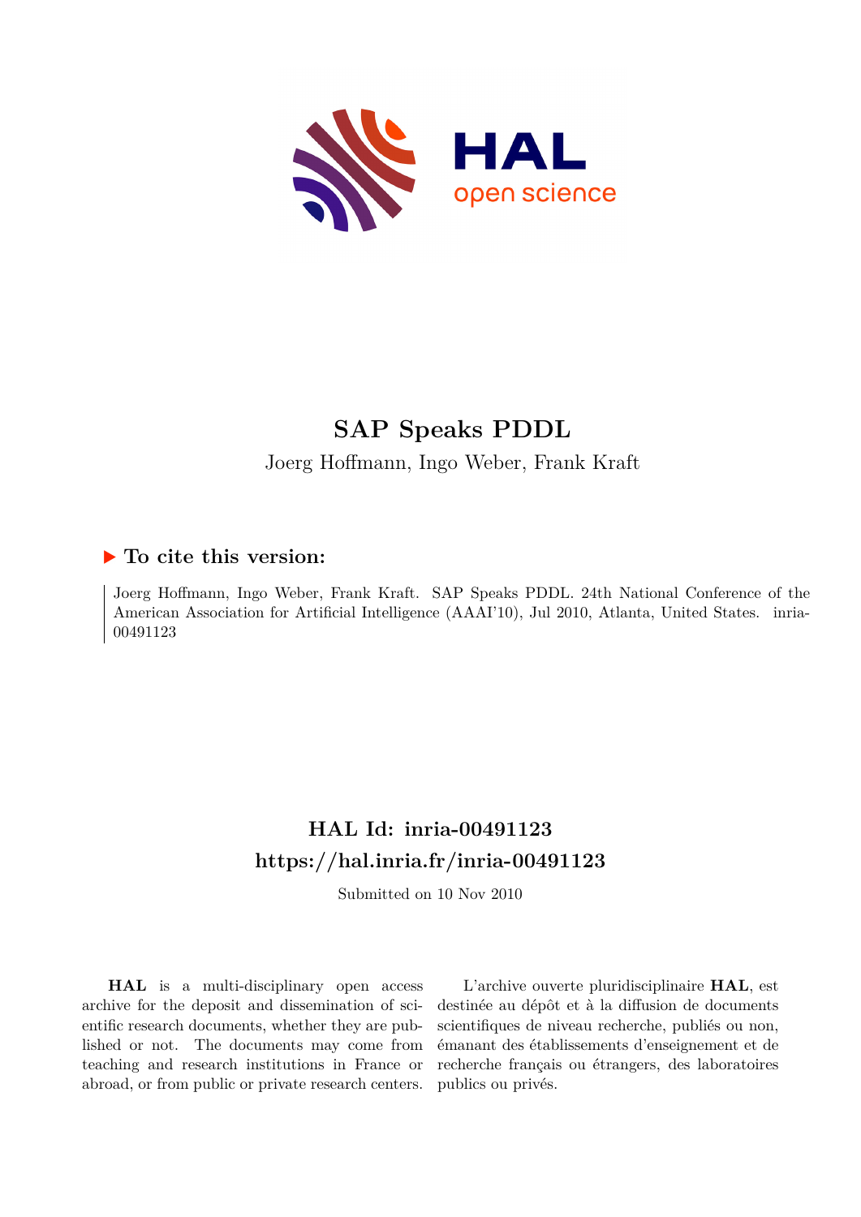# SAP Speaks PDDL

Joerg Hoffmann, Ingo Weber, Frank Kraft

## ▶ To cite this version:

Joerg Hoffmann, Ingo Weber, Frank Kraft. SAP Speaks PDDL. 24th National Conference of the American Association for Artificial Intelligence (AAAI'10), Jul 2010, Atlanta, United States. inria-00491123

## HAL Id: inria-00491123
## https://hal.inria.fr/inria-00491123

Submitted on 10 Nov 2010

**HAL** is a multi-disciplinary open access archive for the deposit and dissemination of scientific research documents, whether they are published or not. The documents may come from teaching and research institutions in France or abroad, or from public or private research centers.

L'archive ouverte pluridisciplinaire **HAL**, est destinée au dépôt et à la diffusion de documents scientifiques de niveau recherche, publiés ou non, émanant des établissements d'enseignement et de recherche français ou étrangers, des laboratoires publics ou privés.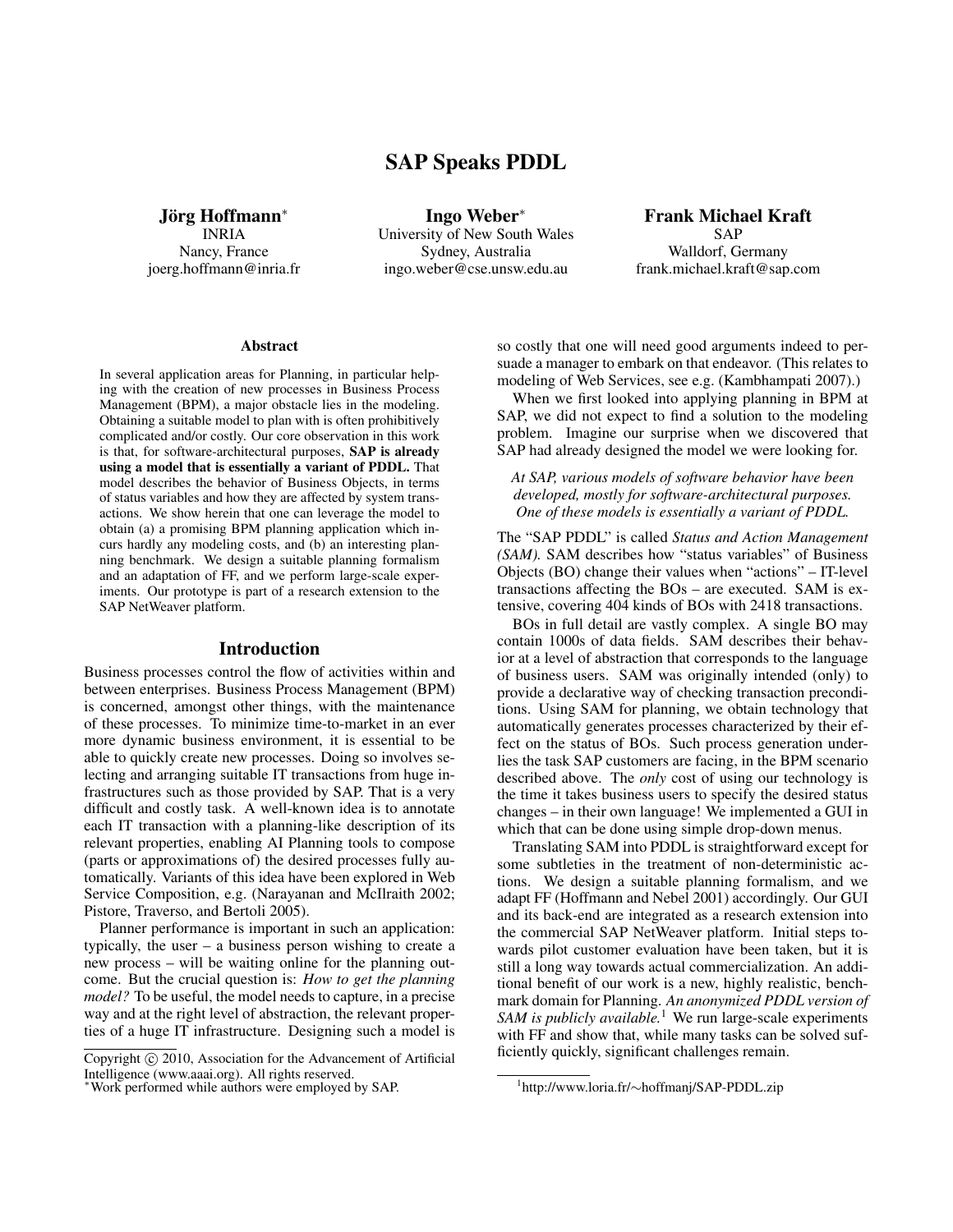# SAP Speaks PDDL

**Jörg Hoffmann***
INRIA
Nancy, France
joerg.hoffmann@inria.fr

**Ingo Weber***
University of New South Wales
Sydney, Australia
ingo.weber@cse.unsw.edu.au

**Frank Michael Kraft**
SAP
Walldorf, Germany
frank.michael.kraft@sap.com

### Abstract

In several application areas for Planning, in particular helping with the creation of new processes in Business Process Management (BPM), a major obstacle lies in the modeling. Obtaining a suitable model to plan with is often prohibitively complicated and/or costly. Our core observation in this work is that, for software-architectural purposes, **SAP is already using a model that is essentially a variant of PDDL.** That model describes the behavior of Business Objects, in terms of status variables and how they are affected by system transactions. We show herein that one can leverage the model to obtain (a) a promising BPM planning application which incurs hardly any modeling costs, and (b) an interesting planning benchmark. We design a suitable planning formalism and an adaptation of FF, and we perform large-scale experiments. Our prototype is part of a research extension to the SAP NetWeaver platform.

## Introduction

Business processes control the flow of activities within and between enterprises. Business Process Management (BPM) is concerned, amongst other things, with the maintenance of these processes. To minimize time-to-market in an ever more dynamic business environment, it is essential to be able to quickly create new processes. Doing so involves selecting and arranging suitable IT transactions from huge infrastructures such as those provided by SAP. That is a very difficult and costly task. A well-known idea is to annotate each IT transaction with a planning-like description of its relevant properties, enabling AI Planning tools to compose (parts or approximations of) the desired processes fully automatically. Variants of this idea have been explored in Web Service Composition, e.g. (Narayanan and McIlraith 2002; Pistore, Traverso, and Bertoli 2005).

Planner performance is important in such an application: typically, the user – a business person wishing to create a new process – will be waiting online for the planning outcome. But the crucial question is: *How to get the planning model?* To be useful, the model needs to capture, in a precise way and at the right level of abstraction, the relevant properties of a huge IT infrastructure. Designing such a model is so costly that one will need good arguments indeed to persuade a manager to embark on that endeavor. (This relates to modeling of Web Services, see e.g. (Kambhampati 2007).)

When we first looked into applying planning in BPM at SAP, we did not expect to find a solution to the modeling problem. Imagine our surprise when we discovered that SAP had already designed the model we were looking for.

*At SAP, various models of software behavior have been developed, mostly for software-architectural purposes. One of these models is essentially a variant of PDDL.*

The "SAP PDDL" is called *Status and Action Management (SAM).* SAM describes how "status variables" of Business Objects (BO) change their values when "actions" – IT-level transactions affecting the BOs – are executed. SAM is extensive, covering 404 kinds of BOs with 2418 transactions.

BOs in full detail are vastly complex. A single BO may contain 1000s of data fields. SAM describes their behavior at a level of abstraction that corresponds to the language of business users. SAM was originally intended (only) to provide a declarative way of checking transaction preconditions. Using SAM for planning, we obtain technology that automatically generates processes characterized by their effect on the status of BOs. Such process generation underlies the task SAP customers are facing, in the BPM scenario described above. The *only* cost of using our technology is the time it takes business users to specify the desired status changes – in their own language! We implemented a GUI in which that can be done using simple drop-down menus.

Translating SAM into PDDL is straightforward except for some subtleties in the treatment of non-deterministic actions. We design a suitable planning formalism, and we adapt FF (Hoffmann and Nebel 2001) accordingly. Our GUI and its back-end are integrated as a research extension into the commercial SAP NetWeaver platform. Initial steps towards pilot customer evaluation have been taken, but it is still a long way towards actual commercialization. An additional benefit of our work is a new, highly realistic, benchmark domain for Planning. *An anonymized PDDL version of SAM is publicly available.*[1] We run large-scale experiments with FF and show that, while many tasks can be solved sufficiently quickly, significant challenges remain.

Copyright © 2010, Association for the Advancement of Artificial Intelligence (www.aaai.org). All rights reserved.

*Work performed while authors were employed by SAP.

[1] http://www.loria.fr/~hoffmanj/SAP-PDDL.zip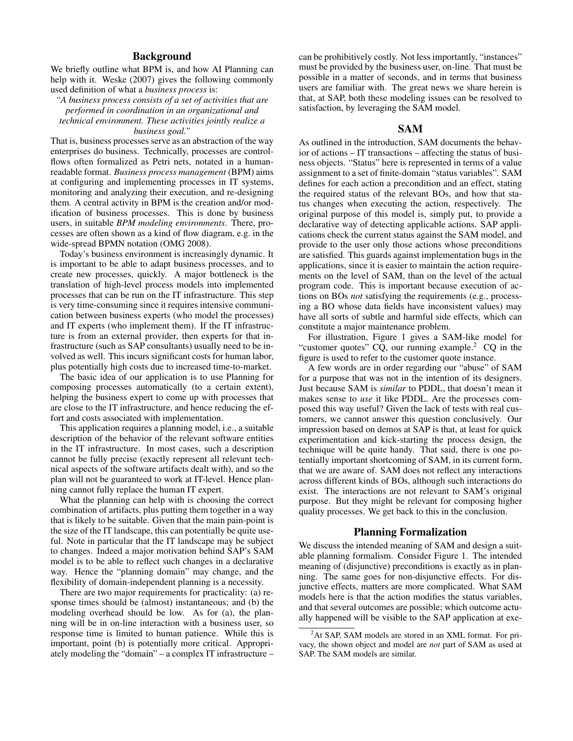## Background

We briefly outline what BPM is, and how AI Planning can help with it. Weske (2007) gives the following commonly used definition of what a *business process* is:

*"A business process consists of a set of activities that are performed in coordination in an organizational and technical environment. These activities jointly realize a business goal."*

That is, business processes serve as an abstraction of the way enterprises do business. Technically, processes are control-flows often formalized as Petri nets, notated in a human-readable format. *Business process management* (BPM) aims at configuring and implementing processes in IT systems, monitoring and analyzing their execution, and re-designing them. A central activity in BPM is the creation and/or modification of business processes. This is done by business users, in suitable *BPM modeling environments*. There, processes are often shown as a kind of flow diagram, e.g. in the wide-spread BPMN notation (OMG 2008).

Today's business environment is increasingly dynamic. It is important to be able to adapt business processes, and to create new processes, quickly. A major bottleneck is the translation of high-level process models into implemented processes that can be run on the IT infrastructure. This step is very time-consuming since it requires intensive communication between business experts (who model the processes) and IT experts (who implement them). If the IT infrastructure is from an external provider, then experts for that infrastructure (such as SAP consultants) usually need to be involved as well. This incurs significant costs for human labor, plus potentially high costs due to increased time-to-market.

The basic idea of our application is to use Planning for composing processes automatically (to a certain extent), helping the business expert to come up with processes that are close to the IT infrastructure, and hence reducing the effort and costs associated with implementation.

This application requires a planning model, i.e., a suitable description of the behavior of the relevant software entities in the IT infrastructure. In most cases, such a description cannot be fully precise (exactly represent all relevant technical aspects of the software artifacts dealt with), and so the plan will not be guaranteed to work at IT-level. Hence planning cannot fully replace the human IT expert.

What the planning can help with is choosing the correct combination of artifacts, plus putting them together in a way that is likely to be suitable. Given that the main pain-point is the size of the IT landscape, this can potentially be quite useful. Note in particular that the IT landscape may be subject to changes. Indeed a major motivation behind SAP's SAM model is to be able to reflect such changes in a declarative way. Hence the "planning domain" may change, and the flexibility of domain-independent planning is a necessity.

There are two major requirements for practicality: (a) response times should be (almost) instantaneous; and (b) the modeling overhead should be low. As for (a), the planning will be in on-line interaction with a business user, so response time is limited to human patience. While this is important, point (b) is potentially more critical. Appropriately modeling the "domain" – a complex IT infrastructure – can be prohibitively costly. Not less importantly, "instances" must be provided by the business user, on-line. That must be possible in a matter of seconds, and in terms that business users are familiar with. The great news we share herein is that, at SAP, both these modeling issues can be resolved to satisfaction, by leveraging the SAM model.

## SAM

As outlined in the introduction, SAM documents the behavior of actions – IT transactions – affecting the status of business objects. "Status" here is represented in terms of a value assignment to a set of finite-domain "status variables". SAM defines for each action a precondition and an effect, stating the required status of the relevant BOs, and how that status changes when executing the action, respectively. The original purpose of this model is, simply put, to provide a declarative way of detecting applicable actions. SAP applications check the current status against the SAM model, and provide to the user only those actions whose preconditions are satisfied. This guards against implementation bugs in the applications, since it is easier to maintain the action requirements on the level of SAM, than on the level of the actual program code. This is important because execution of actions on BOs *not* satisfying the requirements (e.g., processing a BO whose data fields have inconsistent values) may have all sorts of subtle and harmful side effects, which can constitute a major maintenance problem.

For illustration, Figure 1 gives a SAM-like model for "customer quotes" CQ, our running example.[2] CQ in the figure is used to refer to the customer quote instance.

A few words are in order regarding our "abuse" of SAM for a purpose that was not in the intention of its designers. Just because SAM is *similar* to PDDL, that doesn't mean it makes sense to *use* it like PDDL. Are the processes composed this way useful? Given the lack of tests with real customers, we cannot answer this question conclusively. Our impression based on demos at SAP is that, at least for quick experimentation and kick-starting the process design, the technique will be quite handy. That said, there is one potentially important shortcoming of SAM, in its current form, that we are aware of. SAM does not reflect any interactions across different kinds of BOs, although such interactions do exist. The interactions are not relevant to SAM's original purpose. But they might be relevant for composing higher quality processes. We get back to this in the conclusion.

## Planning Formalization

We discuss the intended meaning of SAM and design a suitable planning formalism. Consider Figure 1. The intended meaning of (disjunctive) preconditions is exactly as in planning. The same goes for non-disjunctive effects. For disjunctive effects, matters are more complicated. What SAM models here is that the action modifies the status variables, and that several outcomes are possible; which outcome actually happened will be visible to the SAP application at exe-

[2] At SAP, SAM models are stored in an XML format. For privacy, the shown object and model are *not* part of SAM as used at SAP. The SAM models are similar.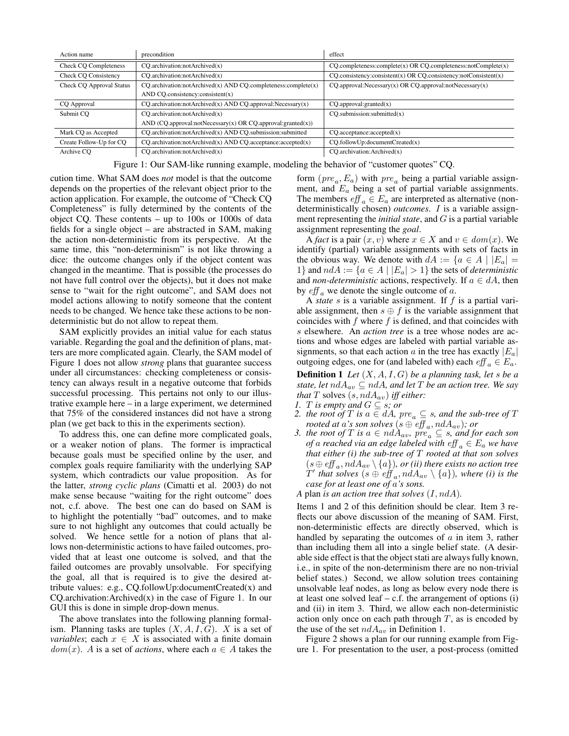| Action name | precondition | effect |
|---|---|---|
| Check CQ Completeness | CQ.archivation:notArchived(x) | CQ.completeness:complete(x) OR CQ.completeness:notComplete(x) |
| Check CQ Consistency | CQ.archivation:notArchived(x) | CQ.consistency:consistent(x) OR CQ.consistency:notConsistent(x) |
| Check CQ Approval Status | CQ.archivation:notArchived(x) AND CQ.completeness:complete(x) AND CQ.consistency:consistent(x) | CQ.approval:Necessary(x) OR CQ.approval:notNecessary(x) |
| CQ Approval | CQ.archivation:notArchived(x) AND CQ.approval:Necessary(x) | CQ.approval:granted(x) |
| Submit CQ | CQ.archivation:notArchived(x) AND (CQ.approval:notNecessary(x) OR CQ.approval:granted(x)) | CQ.submission:submitted(x) |
| Mark CQ as Accepted | CQ.archivation:notArchived(x) AND CQ.submission:submitted | CQ.acceptance:accepted(x) |
| Create Follow-Up for CQ | CQ.archivation:notArchived(x) AND CQ.acceptance:accepted(x) | CQ.followUp:documentCreated(x) |
| Archive CQ | CQ.archivation:notArchived(x) | CQ.archivation:Archived(x) |

Figure 1: Our SAM-like running example, modeling the behavior of "customer quotes" CQ.

cution time. What SAM does *not* model is that the outcome depends on the properties of the relevant object prior to the action application. For example, the outcome of "Check CQ Completeness" is fully determined by the contents of the object CQ. These contents – up to 100s or 1000s of data fields for a single object – are abstracted in SAM, making the action non-deterministic from its perspective. At the same time, this "non-determinism" is not like throwing a dice: the outcome changes only if the object content was changed in the meantime. That is possible (the processes do not have full control over the objects), but it does not make sense to "wait for the right outcome", and SAM does not model actions allowing to notify someone that the content needs to be changed. We hence take these actions to be non-deterministic but do not allow to repeat them.

SAM explicitly provides an initial value for each status variable. Regarding the goal and the definition of plans, matters are more complicated again. Clearly, the SAM model of Figure 1 does not allow *strong* plans that guarantee success under all circumstances: checking completeness or consistency can always result in a negative outcome that forbids successful processing. This pertains not only to our illustrative example here – in a large experiment, we determined that 75% of the considered instances did not have a strong plan (we get back to this in the experiments section).

To address this, one can define more complicated goals, or a weaker notion of plans. The former is impractical because goals must be specified online by the user, and complex goals require familiarity with the underlying SAP system, which contradicts our value proposition. As for the latter, *strong cyclic plans* (Cimatti et al. 2003) do not make sense because "waiting for the right outcome" does not, c.f. above. The best one can do based on SAM is to highlight the potentially "bad" outcomes, and to make sure to not highlight any outcomes that could actually be solved. We hence settle for a notion of plans that allows non-deterministic actions to have failed outcomes, provided that at least one outcome is solved, and that the failed outcomes are provably unsolvable. For specifying the goal, all that is required is to give the desired attribute values: e.g., CQ.followUp:documentCreated(x) and CQ.archivation:Archived(x) in the case of Figure 1. In our GUI this is done in simple drop-down menus.

The above translates into the following planning formalism. Planning tasks are tuples $(X, A, I, G)$. $X$ is a set of *variables*; each $x \in X$ is associated with a finite domain $dom(x)$. $A$ is a set of *actions*, where each $a \in A$ takes the form $(pre_a, E_a)$ with $pre_a$ being a partial variable assignment, and $E_a$ being a set of partial variable assignments. The members $eff_a \in E_a$ are interpreted as alternative (non-deterministically chosen) *outcomes*. $I$ is a variable assignment representing the *initial state*, and $G$ is a partial variable assignment representing the *goal*.

A *fact* is a pair $(x, v)$ where $x \in X$ and $v \in dom(x)$. We identify (partial) variable assignments with sets of facts in the obvious way. We denote with $dA := \{a \in A \mid |E_a| = 1\}$ and $ndA := \{a \in A \mid |E_a| > 1\}$ the sets of *deterministic* and *non-deterministic* actions, respectively. If $a \in dA$, then by $eff_a$ we denote the single outcome of $a$.

A *state* $s$ is a variable assignment. If $f$ is a partial variable assignment, then $s \oplus f$ is the variable assignment that coincides with $f$ where $f$ is defined, and that coincides with $s$ elsewhere. An *action tree* is a tree whose nodes are actions and whose edges are labeled with partial variable assignments, so that each action $a$ in the tree has exactly $|E_a|$ outgoing edges, one for (and labeled with) each $eff_a \in E_a$.

**Definition 1** *Let $(X, A, I, G)$ be a planning task, let $s$ be a state, let $ndA_{av} \subseteq ndA$, and let $T$ be an action tree. We say that $T$ solves $(s, ndA_{av})$ iff either:*

1. *$T$ is empty and $G \subseteq s$; or*
2. *the root of $T$ is $a \in dA$, $pre_a \subseteq s$, and the sub-tree of $T$ rooted at $a$'s son solves $(s \oplus eff_a, ndA_{av})$; or*
3. *the root of $T$ is $a \in ndA_{av}$, $pre_a \subseteq s$, and for each son of $a$ reached via an edge labeled with $eff_a \in E_a$ we have that either (i) the sub-tree of $T$ rooted at that son solves $(s \oplus eff_a, ndA_{av} \setminus \{a\})$, or (ii) there exists no action tree $T'$ that solves $(s \oplus eff_a, ndA_{av} \setminus \{a\})$, where (i) is the case for at least one of $a$'s sons.*

*A* plan *is an action tree that solves $(I, ndA)$.*

Items 1 and 2 of this definition should be clear. Item 3 reflects our above discussion of the meaning of SAM. First, non-deterministic effects are directly observed, which is handled by separating the outcomes of $a$ in item 3, rather than including them all into a single belief state. (A desirable side effect is that the object stati are always fully known, i.e., in spite of the non-determinism there are no non-trivial belief states.) Second, we allow solution trees containing unsolvable leaf nodes, as long as below every node there is at least one solved leaf – c.f. the arrangement of options (i) and (ii) in item 3. Third, we allow each non-deterministic action only once on each path through $T$, as is encoded by the use of the set $ndA_{av}$ in Definition 1.

Figure 2 shows a plan for our running example from Figure 1. For presentation to the user, a post-process (omitted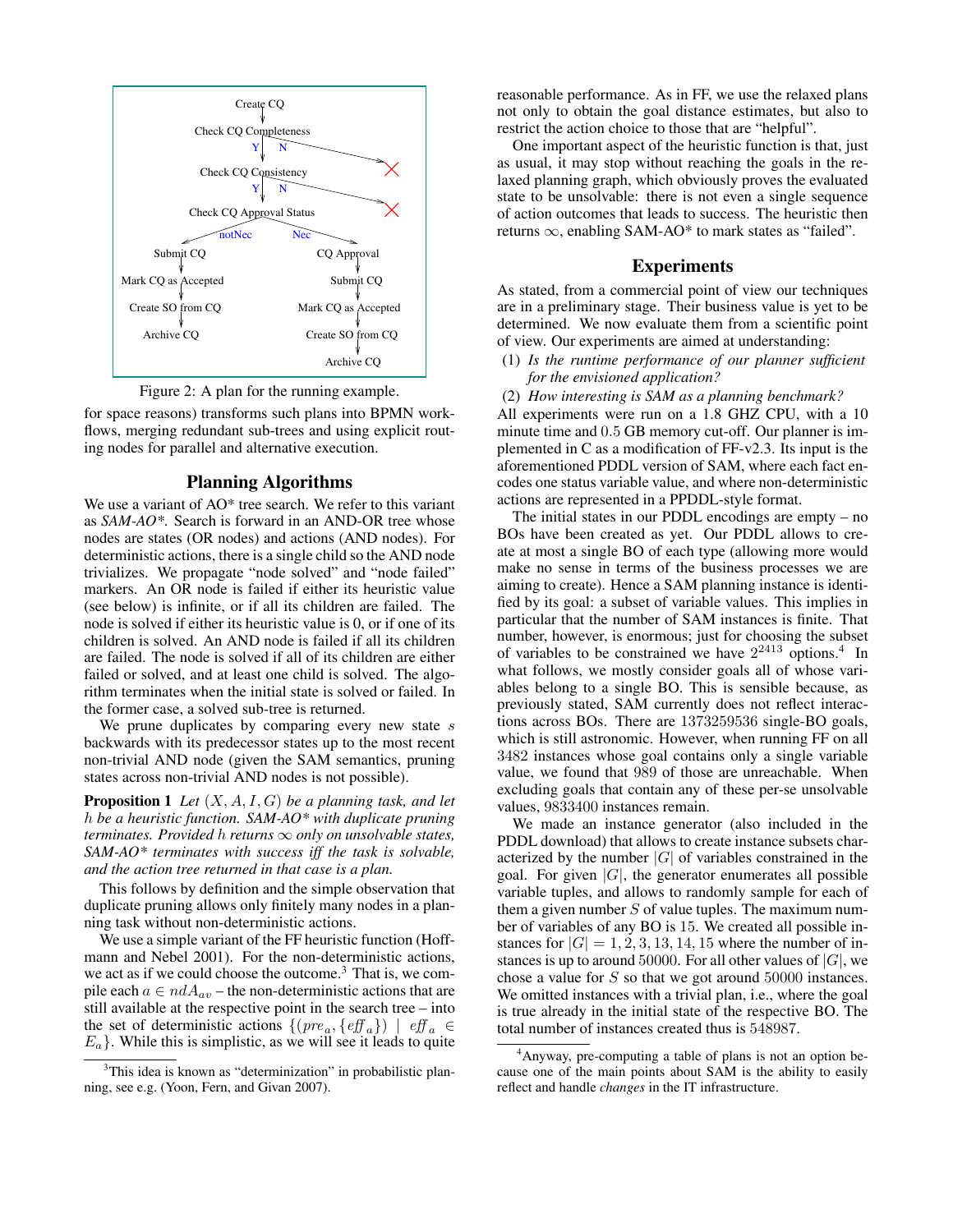Figure 2: A plan for the running example.

for space reasons) transforms such plans into BPMN workflows, merging redundant sub-trees and using explicit routing nodes for parallel and alternative execution.

## Planning Algorithms

We use a variant of AO* tree search. We refer to this variant as *SAM-AO**. Search is forward in an AND-OR tree whose nodes are states (OR nodes) and actions (AND nodes). For deterministic actions, there is a single child so the AND node trivializes. We propagate "node solved" and "node failed" markers. An OR node is failed if either its heuristic value (see below) is infinite, or if all its children are failed. The node is solved if either its heuristic value is 0, or if one of its children is solved. An AND node is failed if all its children are failed. The node is solved if all of its children are either failed or solved, and at least one child is solved. The algorithm terminates when the initial state is solved or failed. In the former case, a solved sub-tree is returned.

We prune duplicates by comparing every new state $s$ backwards with its predecessor states up to the most recent non-trivial AND node (given the SAM semantics, pruning states across non-trivial AND nodes is not possible).

**Proposition 1** *Let $(X, A, I, G)$ be a planning task, and let $h$ be a heuristic function. SAM-AO* with duplicate pruning terminates. Provided $h$ returns $\infty$ only on unsolvable states, SAM-AO* terminates with success iff the task is solvable, and the action tree returned in that case is a plan.*

This follows by definition and the simple observation that duplicate pruning allows only finitely many nodes in a planning task without non-deterministic actions.

We use a simple variant of the FF heuristic function (Hoffmann and Nebel 2001). For the non-deterministic actions, we act as if we could choose the outcome.[3] That is, we compile each $a \in ndA_{av}$ – the non-deterministic actions that are still available at the respective point in the search tree – into the set of deterministic actions $\{(pre_a, \{eff_a\}) \mid eff_a \in E_a\}$. While this is simplistic, as we will see it leads to quite reasonable performance. As in FF, we use the relaxed plans not only to obtain the goal distance estimates, but also to restrict the action choice to those that are "helpful".

One important aspect of the heuristic function is that, just as usual, it may stop without reaching the goals in the relaxed planning graph, which obviously proves the evaluated state to be unsolvable: there is not even a single sequence of action outcomes that leads to success. The heuristic then returns $\infty$, enabling SAM-AO* to mark states as "failed".

## Experiments

As stated, from a commercial point of view our techniques are in a preliminary stage. Their business value is yet to be determined. We now evaluate them from a scientific point of view. Our experiments are aimed at understanding:

(1) *Is the runtime performance of our planner sufficient for the envisioned application?*

(2) *How interesting is SAM as a planning benchmark?*

All experiments were run on a 1.8 GHZ CPU, with a 10 minute time and 0.5 GB memory cut-off. Our planner is implemented in C as a modification of FF-v2.3. Its input is the aforementioned PDDL version of SAM, where each fact encodes one status variable value, and where non-deterministic actions are represented in a PPDDL-style format.

The initial states in our PDDL encodings are empty – no BOs have been created as yet. Our PDDL allows to create at most a single BO of each type (allowing more would make no sense in terms of the business processes we are aiming to create). Hence a SAM planning instance is identified by its goal: a subset of variable values. This implies in particular that the number of SAM instances is finite. That number, however, is enormous; just for choosing the subset of variables to be constrained we have $2^{2413}$ options.[4] In what follows, we mostly consider goals all of whose variables belong to a single BO. This is sensible because, as previously stated, SAM currently does not reflect interactions across BOs. There are 1373259536 single-BO goals, which is still astronomic. However, when running FF on all 3482 instances whose goal contains only a single variable value, we found that 989 of those are unreachable. When excluding goals that contain any of these per-se unsolvable values, 9833400 instances remain.

We made an instance generator (also included in the PDDL download) that allows to create instance subsets characterized by the number $|G|$ of variables constrained in the goal. For given $|G|$, the generator enumerates all possible variable tuples, and allows to randomly sample for each of them a given number $S$ of value tuples. The maximum number of variables of any BO is 15. We created all possible instances for $|G| = 1, 2, 3, 13, 14, 15$ where the number of instances is up to around 50000. For all other values of $|G|$, we chose a value for $S$ so that we got around 50000 instances. We omitted instances with a trivial plan, i.e., where the goal is true already in the initial state of the respective BO. The total number of instances created thus is 548987.

[3] This idea is known as "determinization" in probabilistic planning, see e.g. (Yoon, Fern, and Givan 2007).

[4] Anyway, pre-computing a table of plans is not an option because one of the main points about SAM is the ability to easily reflect and handle *changes* in the IT infrastructure.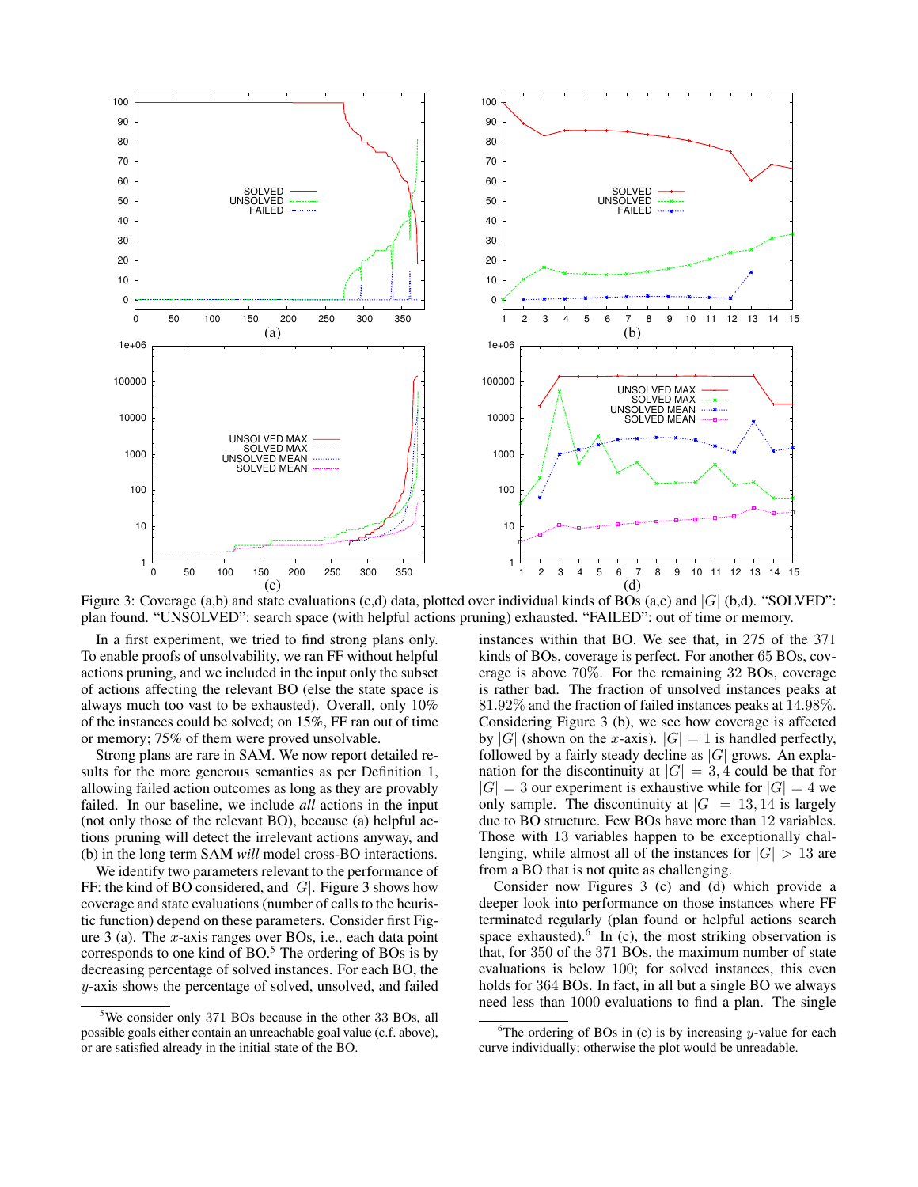Figure 3: Coverage (a,b) and state evaluations (c,d) data, plotted over individual kinds of BOs (a,c) and $|G|$ (b,d). "SOLVED": plan found. "UNSOLVED": search space (with helpful actions pruning) exhausted. "FAILED": out of time or memory.

In a first experiment, we tried to find strong plans only. To enable proofs of unsolvability, we ran FF without helpful actions pruning, and we included in the input only the subset of actions affecting the relevant BO (else the state space is always much too vast to be exhausted). Overall, only 10% of the instances could be solved; on 15%, FF ran out of time or memory; 75% of them were proved unsolvable.

Strong plans are rare in SAM. We now report detailed results for the more generous semantics as per Definition 1, allowing failed action outcomes as long as they are provably failed. In our baseline, we include *all* actions in the input (not only those of the relevant BO), because (a) helpful actions pruning will detect the irrelevant actions anyway, and (b) in the long term SAM *will* model cross-BO interactions.

We identify two parameters relevant to the performance of FF: the kind of BO considered, and $|G|$. Figure 3 shows how coverage and state evaluations (number of calls to the heuristic function) depend on these parameters. Consider first Figure 3 (a). The $x$-axis ranges over BOs, i.e., each data point corresponds to one kind of BO.[5] The ordering of BOs is by decreasing percentage of solved instances. For each BO, the $y$-axis shows the percentage of solved, unsolved, and failed instances within that BO. We see that, in 275 of the 371 kinds of BOs, coverage is perfect. For another 65 BOs, coverage is above 70%. For the remaining 32 BOs, coverage is rather bad. The fraction of unsolved instances peaks at 81.92% and the fraction of failed instances peaks at 14.98%. Considering Figure 3 (b), we see how coverage is affected by $|G|$ (shown on the $x$-axis). $|G| = 1$ is handled perfectly, followed by a fairly steady decline as $|G|$ grows. An explanation for the discontinuity at $|G| = 3, 4$ could be that for $|G| = 3$ our experiment is exhaustive while for $|G| = 4$ we only sample. The discontinuity at $|G| = 13, 14$ is largely due to BO structure. Few BOs have more than 12 variables. Those with 13 variables happen to be exceptionally challenging, while almost all of the instances for $|G| > 13$ are from a BO that is not quite as challenging.

Consider now Figures 3 (c) and (d) which provide a deeper look into performance on those instances where FF terminated regularly (plan found or helpful actions search space exhausted).[6] In (c), the most striking observation is that, for 350 of the 371 BOs, the maximum number of state evaluations is below 100; for solved instances, this even holds for 364 BOs. In fact, in all but a single BO we always need less than 1000 evaluations to find a plan. The single

---

[5] We consider only 371 BOs because in the other 33 BOs, all possible goals either contain an unreachable goal value (c.f. above), or are satisfied already in the initial state of the BO.

[6] The ordering of BOs in (c) is by increasing $y$-value for each curve individually; otherwise the plot would be unreadable.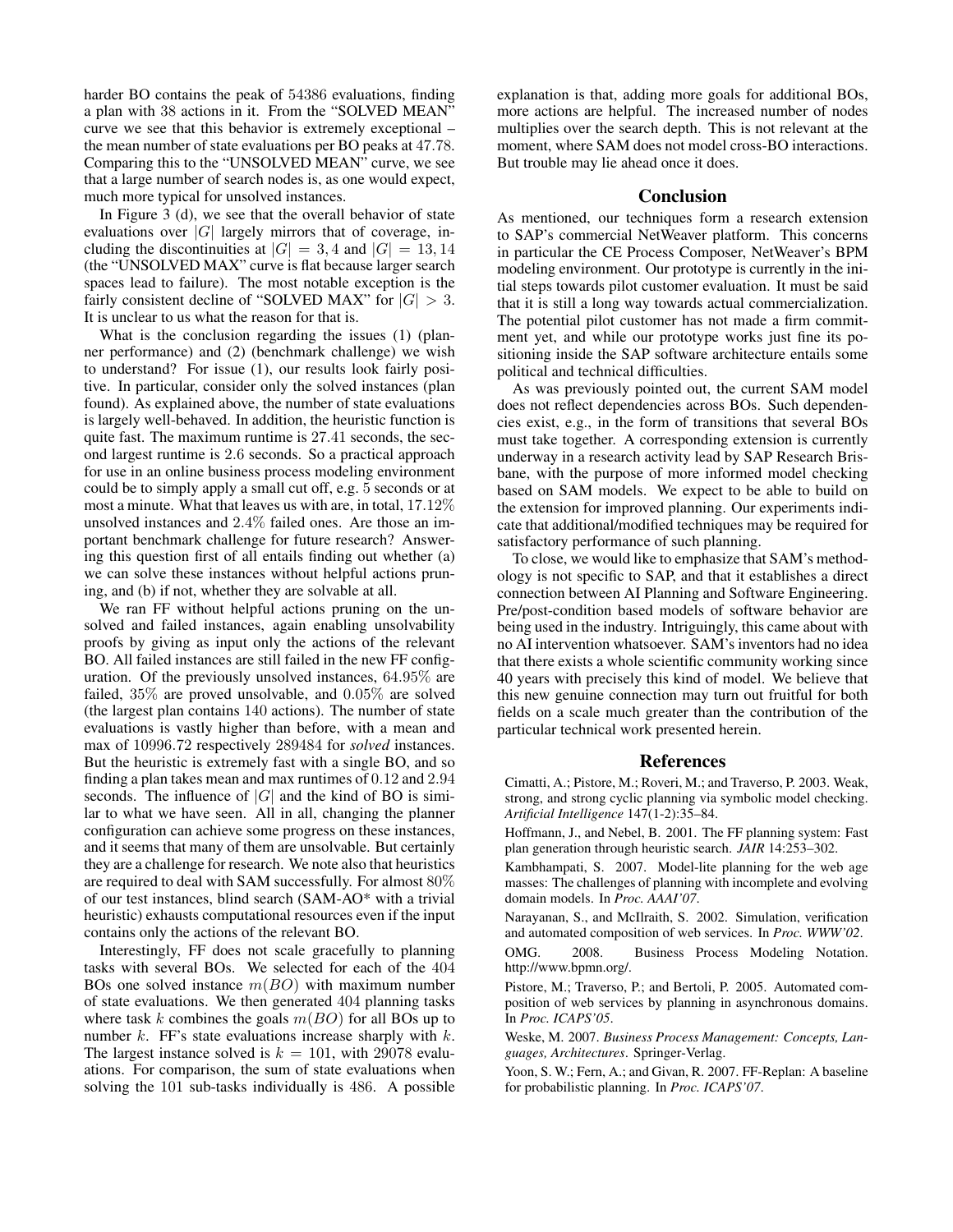harder BO contains the peak of 54386 evaluations, finding a plan with 38 actions in it. From the "SOLVED MEAN" curve we see that this behavior is extremely exceptional – the mean number of state evaluations per BO peaks at 47.78. Comparing this to the "UNSOLVED MEAN" curve, we see that a large number of search nodes is, as one would expect, much more typical for unsolved instances.

In Figure 3 (d), we see that the overall behavior of state evaluations over $|G|$ largely mirrors that of coverage, including the discontinuities at $|G| = 3, 4$ and $|G| = 13, 14$ (the "UNSOLVED MAX" curve is flat because larger search spaces lead to failure). The most notable exception is the fairly consistent decline of "SOLVED MAX" for $|G| > 3$. It is unclear to us what the reason for that is.

What is the conclusion regarding the issues (1) (planner performance) and (2) (benchmark challenge) we wish to understand? For issue (1), our results look fairly positive. In particular, consider only the solved instances (plan found). As explained above, the number of state evaluations is largely well-behaved. In addition, the heuristic function is quite fast. The maximum runtime is 27.41 seconds, the second largest runtime is 2.6 seconds. So a practical approach for use in an online business process modeling environment could be to simply apply a small cut off, e.g. 5 seconds or at most a minute. What that leaves us with are, in total, 17.12% unsolved instances and 2.4% failed ones. Are those an important benchmark challenge for future research? Answering this question first of all entails finding out whether (a) we can solve these instances without helpful actions pruning, and (b) if not, whether they are solvable at all.

We ran FF without helpful actions pruning on the unsolved and failed instances, again enabling unsolvability proofs by giving as input only the actions of the relevant BO. All failed instances are still failed in the new FF configuration. Of the previously unsolved instances, 64.95% are failed, 35% are proved unsolvable, and 0.05% are solved (the largest plan contains 140 actions). The number of state evaluations is vastly higher than before, with a mean and max of 10996.72 respectively 289484 for *solved* instances. But the heuristic is extremely fast with a single BO, and so finding a plan takes mean and max runtimes of 0.12 and 2.94 seconds. The influence of $|G|$ and the kind of BO is similar to what we have seen. All in all, changing the planner configuration can achieve some progress on these instances, and it seems that many of them are unsolvable. But certainly they are a challenge for research. We note also that heuristics are required to deal with SAM successfully. For almost 80% of our test instances, blind search (SAM-AO* with a trivial heuristic) exhausts computational resources even if the input contains only the actions of the relevant BO.

Interestingly, FF does not scale gracefully to planning tasks with several BOs. We selected for each of the 404 BOs one solved instance $m(BO)$ with maximum number of state evaluations. We then generated 404 planning tasks where task $k$ combines the goals $m(BO)$ for all BOs up to number $k$. FF's state evaluations increase sharply with $k$. The largest instance solved is $k = 101$, with 29078 evaluations. For comparison, the sum of state evaluations when solving the 101 sub-tasks individually is 486. A possible explanation is that, adding more goals for additional BOs, more actions are helpful. The increased number of nodes multiplies over the search depth. This is not relevant at the moment, where SAM does not model cross-BO interactions. But trouble may lie ahead once it does.

## Conclusion

As mentioned, our techniques form a research extension to SAP's commercial NetWeaver platform. This concerns in particular the CE Process Composer, NetWeaver's BPM modeling environment. Our prototype is currently in the initial steps towards pilot customer evaluation. It must be said that it is still a long way towards actual commercialization. The potential pilot customer has not made a firm commitment yet, and while our prototype works just fine its positioning inside the SAP software architecture entails some political and technical difficulties.

As was previously pointed out, the current SAM model does not reflect dependencies across BOs. Such dependencies exist, e.g., in the form of transitions that several BOs must take together. A corresponding extension is currently underway in a research activity lead by SAP Research Brisbane, with the purpose of more informed model checking based on SAM models. We expect to be able to build on the extension for improved planning. Our experiments indicate that additional/modified techniques may be required for satisfactory performance of such planning.

To close, we would like to emphasize that SAM's methodology is not specific to SAP, and that it establishes a direct connection between AI Planning and Software Engineering. Pre/post-condition based models of software behavior are being used in the industry. Intriguingly, this came about with no AI intervention whatsoever. SAM's inventors had no idea that there exists a whole scientific community working since 40 years with precisely this kind of model. We believe that this new genuine connection may turn out fruitful for both fields on a scale much greater than the contribution of the particular technical work presented herein.

## References

Cimatti, A.; Pistore, M.; Roveri, M.; and Traverso, P. 2003. Weak, strong, and strong cyclic planning via symbolic model checking. *Artificial Intelligence* 147(1-2):35–84.

Hoffmann, J., and Nebel, B. 2001. The FF planning system: Fast plan generation through heuristic search. *JAIR* 14:253–302.

Kambhampati, S. 2007. Model-lite planning for the web age masses: The challenges of planning with incomplete and evolving domain models. In *Proc. AAAI'07*.

Narayanan, S., and McIlraith, S. 2002. Simulation, verification and automated composition of web services. In *Proc. WWW'02*.

OMG. 2008. Business Process Modeling Notation. http://www.bpmn.org/.

Pistore, M.; Traverso, P.; and Bertoli, P. 2005. Automated composition of web services by planning in asynchronous domains. In *Proc. ICAPS'05*.

Weske, M. 2007. *Business Process Management: Concepts, Languages, Architectures*. Springer-Verlag.

Yoon, S. W.; Fern, A.; and Givan, R. 2007. FF-Replan: A baseline for probabilistic planning. In *Proc. ICAPS'07*.